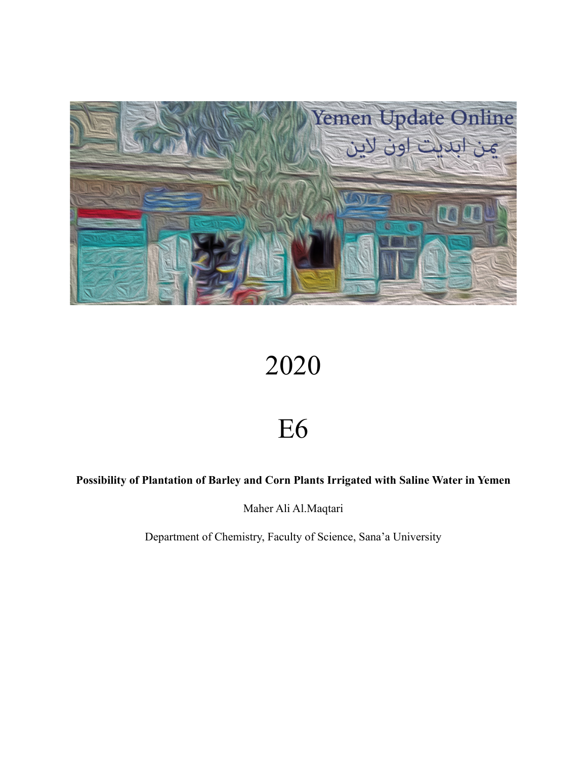2020

E6

**Possibility of Plantation of Barley and Corn Plants Irrigated with Saline Water in Yemen**

Maher Ali Al.Maqtari

Department of Chemistry, Faculty of Science, Sana'a University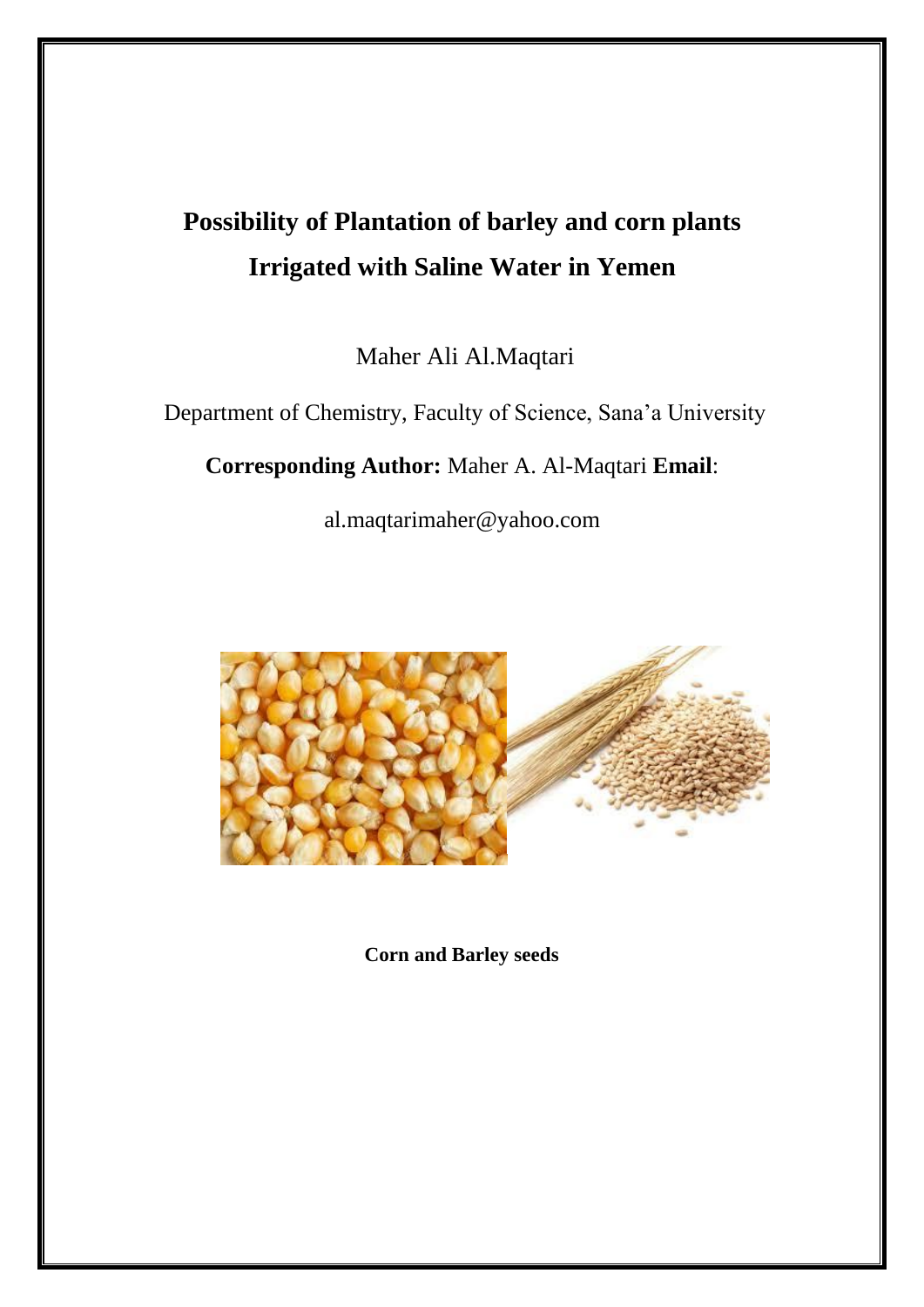# Possibility of Plantation of barley and corn plants Irrigated with Saline Water in Yemen

Maher Ali Al.Maqtari

Department of Chemistry, Faculty of Science, Sana'a University

**Corresponding Author:** Maher A. Al-Maqtari **Email**:

al.maqtarimaher@yahoo.com

**Corn and Barley seeds**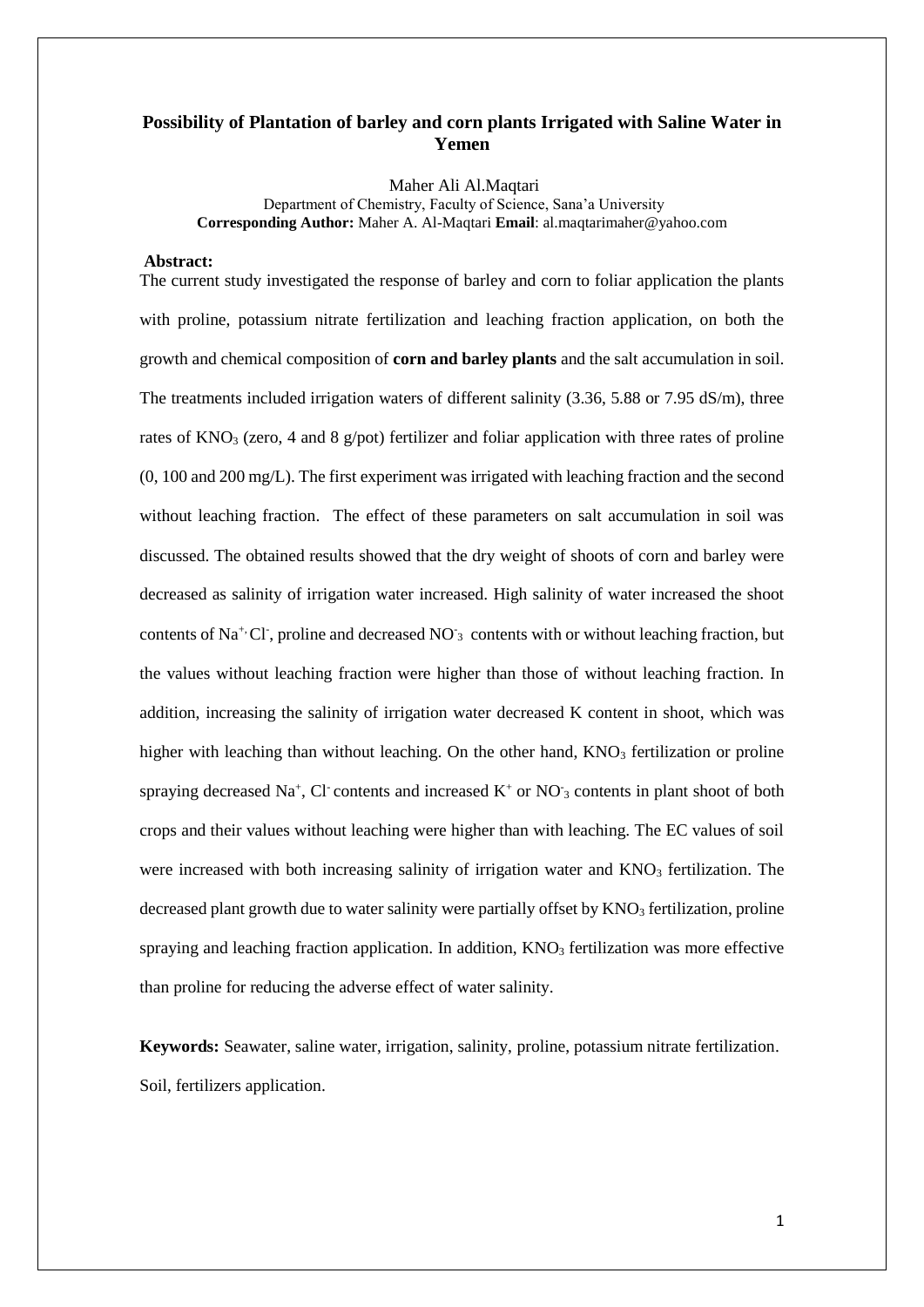# Possibility of Plantation of barley and corn plants Irrigated with Saline Water in Yemen

Maher Ali Al.Maqtari

Department of Chemistry, Faculty of Science, Sana'a University

**Corresponding Author:** Maher A. Al-Maqtari **Email**: al.maqtarimaher@yahoo.com

**Abstract:**

The current study investigated the response of barley and corn to foliar application the plants with proline, potassium nitrate fertilization and leaching fraction application, on both the growth and chemical composition of **corn and barley plants** and the salt accumulation in soil. The treatments included irrigation waters of different salinity (3.36, 5.88 or 7.95 dS/m), three rates of $KNO_3$ (zero, 4 and 8 g/pot) fertilizer and foliar application with three rates of proline (0, 100 and 200 mg/L). The first experiment was irrigated with leaching fraction and the second without leaching fraction. The effect of these parameters on salt accumulation in soil was discussed. The obtained results showed that the dry weight of shoots of corn and barley were decreased as salinity of irrigation water increased. High salinity of water increased the shoot contents of $Na^{+}$, $Cl^{-}$, proline and decreased $NO^{-}_{3}$ contents with or without leaching fraction, but the values without leaching fraction were higher than those of without leaching fraction. In addition, increasing the salinity of irrigation water decreased K content in shoot, which was higher with leaching than without leaching. On the other hand, $KNO_3$ fertilization or proline spraying decreased $Na^{+}$, $Cl^{-}$ contents and increased $K^{+}$ or $NO^{-}_{3}$ contents in plant shoot of both crops and their values without leaching were higher than with leaching. The EC values of soil were increased with both increasing salinity of irrigation water and $KNO_3$ fertilization. The decreased plant growth due to water salinity were partially offset by $KNO_3$ fertilization, proline spraying and leaching fraction application. In addition, $KNO_3$ fertilization was more effective than proline for reducing the adverse effect of water salinity.

**Keywords:** Seawater, saline water, irrigation, salinity, proline, potassium nitrate fertilization. Soil, fertilizers application.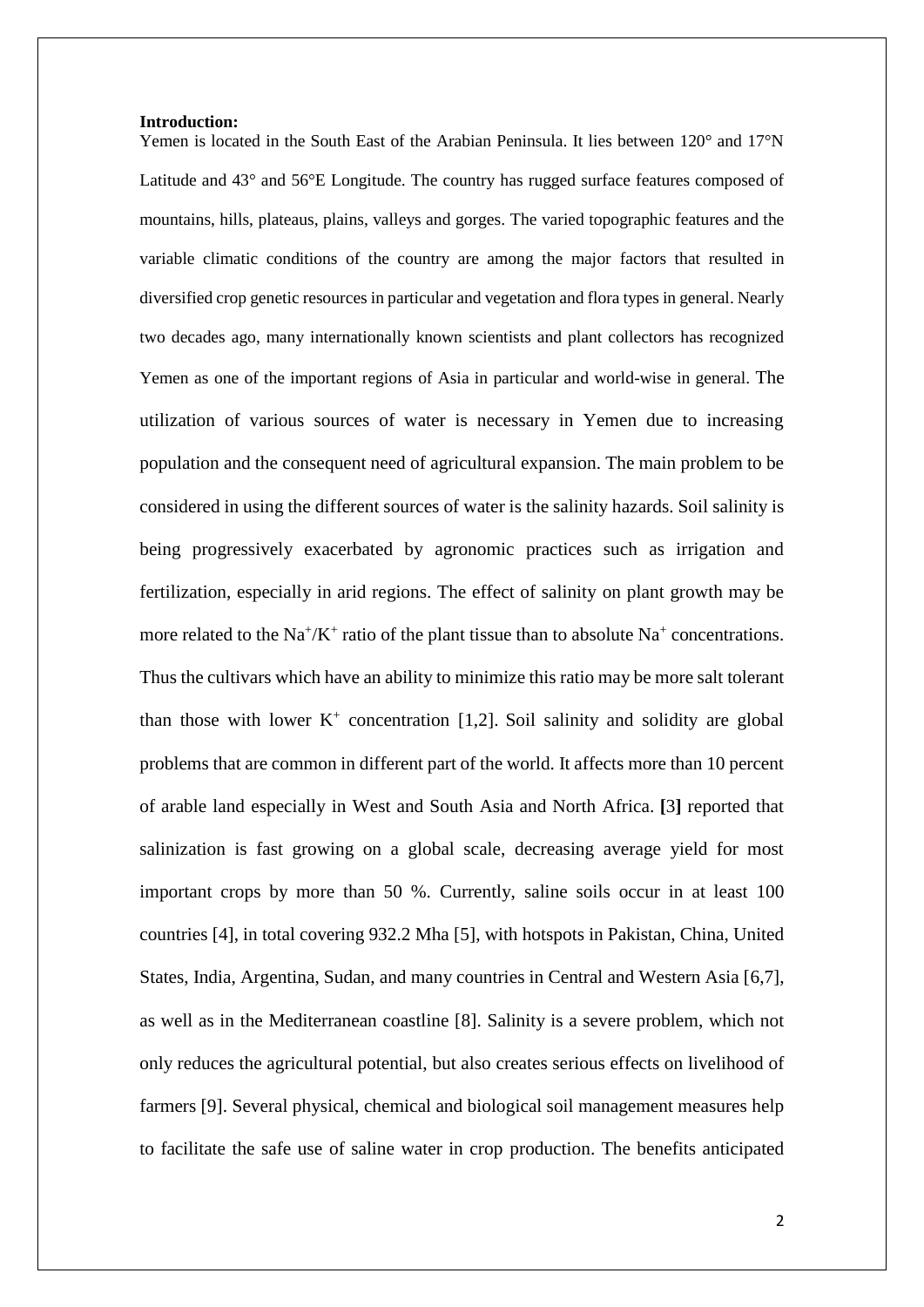**Introduction:**

Yemen is located in the South East of the Arabian Peninsula. It lies between 120° and 17°N Latitude and 43° and 56°E Longitude. The country has rugged surface features composed of mountains, hills, plateaus, plains, valleys and gorges. The varied topographic features and the variable climatic conditions of the country are among the major factors that resulted in diversified crop genetic resources in particular and vegetation and flora types in general. Nearly two decades ago, many internationally known scientists and plant collectors has recognized Yemen as one of the important regions of Asia in particular and world-wise in general. The utilization of various sources of water is necessary in Yemen due to increasing population and the consequent need of agricultural expansion. The main problem to be considered in using the different sources of water is the salinity hazards. Soil salinity is being progressively exacerbated by agronomic practices such as irrigation and fertilization, especially in arid regions. The effect of salinity on plant growth may be more related to the $Na^+/K^+$ ratio of the plant tissue than to absolute $Na^+$ concentrations. Thus the cultivars which have an ability to minimize this ratio may be more salt tolerant than those with lower $K^+$ concentration [1,2]. Soil salinity and solidity are global problems that are common in different part of the world. It affects more than 10 percent of arable land especially in West and South Asia and North Africa. [3] reported that salinization is fast growing on a global scale, decreasing average yield for most important crops by more than 50 %. Currently, saline soils occur in at least 100 countries [4], in total covering 932.2 Mha [5], with hotspots in Pakistan, China, United States, India, Argentina, Sudan, and many countries in Central and Western Asia [6,7], as well as in the Mediterranean coastline [8]. Salinity is a severe problem, which not only reduces the agricultural potential, but also creates serious effects on livelihood of farmers [9]. Several physical, chemical and biological soil management measures help to facilitate the safe use of saline water in crop production. The benefits anticipated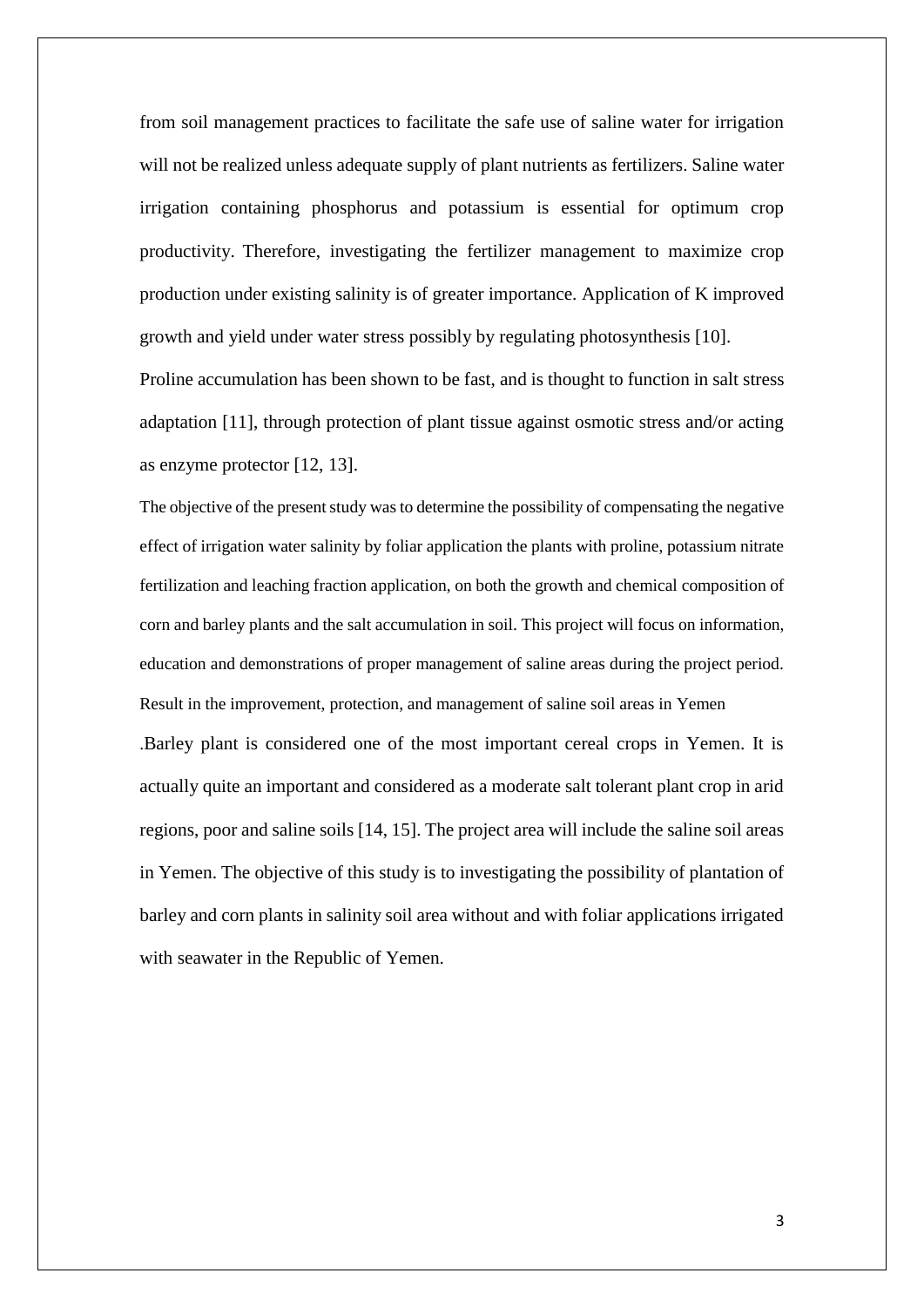from soil management practices to facilitate the safe use of saline water for irrigation will not be realized unless adequate supply of plant nutrients as fertilizers. Saline water irrigation containing phosphorus and potassium is essential for optimum crop productivity. Therefore, investigating the fertilizer management to maximize crop production under existing salinity is of greater importance. Application of K improved growth and yield under water stress possibly by regulating photosynthesis [10].

Proline accumulation has been shown to be fast, and is thought to function in salt stress adaptation [11], through protection of plant tissue against osmotic stress and/or acting as enzyme protector [12, 13].

The objective of the present study was to determine the possibility of compensating the negative effect of irrigation water salinity by foliar application the plants with proline, potassium nitrate fertilization and leaching fraction application, on both the growth and chemical composition of corn and barley plants and the salt accumulation in soil. This project will focus on information, education and demonstrations of proper management of saline areas during the project period. Result in the improvement, protection, and management of saline soil areas in Yemen

.Barley plant is considered one of the most important cereal crops in Yemen. It is actually quite an important and considered as a moderate salt tolerant plant crop in arid regions, poor and saline soils [14, 15]. The project area will include the saline soil areas in Yemen. The objective of this study is to investigating the possibility of plantation of barley and corn plants in salinity soil area without and with foliar applications irrigated with seawater in the Republic of Yemen.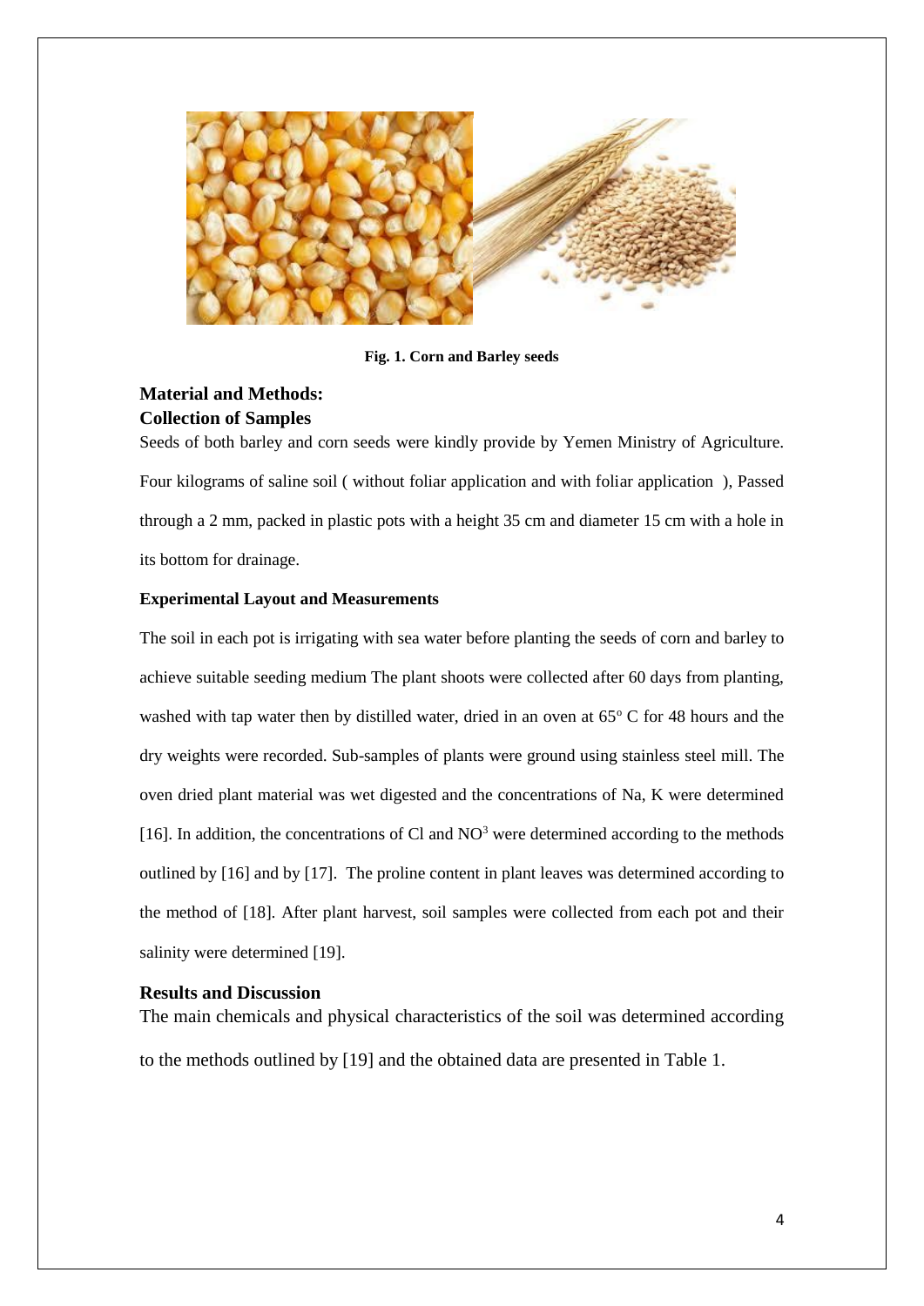Fig. 1. Corn and Barley seeds

## Material and Methods:

### Collection of Samples

Seeds of both barley and corn seeds were kindly provide by Yemen Ministry of Agriculture. Four kilograms of saline soil ( without foliar application and with foliar application ), Passed through a 2 mm, packed in plastic pots with a height 35 cm and diameter 15 cm with a hole in its bottom for drainage.

**Experimental Layout and Measurements**

The soil in each pot is irrigating with sea water before planting the seeds of corn and barley to achieve suitable seeding medium The plant shoots were collected after 60 days from planting, washed with tap water then by distilled water, dried in an oven at $65^{o}$ C for 48 hours and the dry weights were recorded. Sub-samples of plants were ground using stainless steel mill. The oven dried plant material was wet digested and the concentrations of Na, K were determined [16]. In addition, the concentrations of Cl and $NO^3$ were determined according to the methods outlined by [16] and by [17]. The proline content in plant leaves was determined according to the method of [18]. After plant harvest, soil samples were collected from each pot and their salinity were determined [19].

## Results and Discussion

The main chemicals and physical characteristics of the soil was determined according to the methods outlined by [19] and the obtained data are presented in Table 1.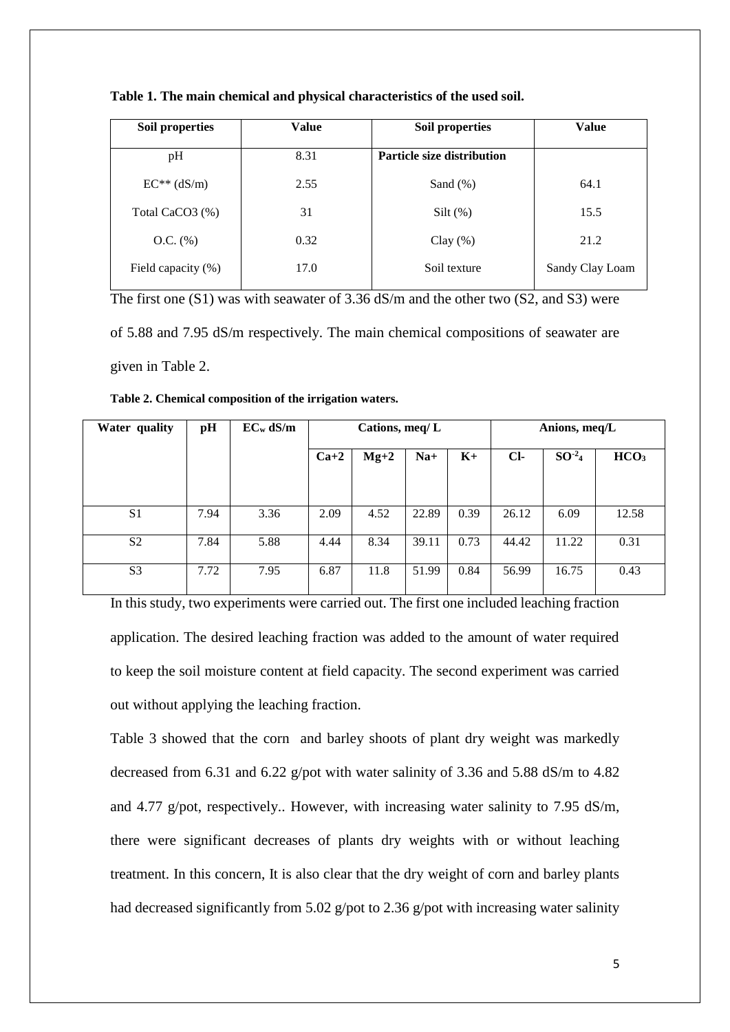**Table 1. The main chemical and physical characteristics of the used soil.**

| Soil properties | Value | Soil properties | Value |
|---|---|---|---|
| pH | 8.31 | **Particle size distribution** | |
| EC** (dS/m) | 2.55 | Sand (%) | 64.1 |
| Total $CaCO_3$ (%) | 31 | Silt (%) | 15.5 |
| O.C. (%) | 0.32 | Clay (%) | 21.2 |
| Field capacity (%) | 17.0 | Soil texture | Sandy Clay Loam |

The first one (S1) was with seawater of 3.36 dS/m and the other two (S2, and S3) were of 5.88 and 7.95 dS/m respectively. The main chemical compositions of seawater are given in Table 2.

**Table 2. Chemical composition of the irrigation waters.**

| Water quality | pH | $EC_w$ dS/m | Cations, meq/ L | | | | Anions, meq/L | | |
|---|---|---|---|---|---|---|---|---|---|
| | | | $Ca^{+2}$ | $Mg^{+2}$ | $Na^{+}$ | $K^{+}$ | $Cl^{-}$ | $SO_4^{-2}$ | $HCO_3$ |
| S1 | 7.94 | 3.36 | 2.09 | 4.52 | 22.89 | 0.39 | 26.12 | 6.09 | 12.58 |
| S2 | 7.84 | 5.88 | 4.44 | 8.34 | 39.11 | 0.73 | 44.42 | 11.22 | 0.31 |
| S3 | 7.72 | 7.95 | 6.87 | 11.8 | 51.99 | 0.84 | 56.99 | 16.75 | 0.43 |

In this study, two experiments were carried out. The first one included leaching fraction application. The desired leaching fraction was added to the amount of water required to keep the soil moisture content at field capacity. The second experiment was carried out without applying the leaching fraction.

Table 3 showed that the corn and barley shoots of plant dry weight was markedly decreased from 6.31 and 6.22 g/pot with water salinity of 3.36 and 5.88 dS/m to 4.82 and 4.77 g/pot, respectively.. However, with increasing water salinity to 7.95 dS/m, there were significant decreases of plants dry weights with or without leaching treatment. In this concern, It is also clear that the dry weight of corn and barley plants had decreased significantly from 5.02 g/pot to 2.36 g/pot with increasing water salinity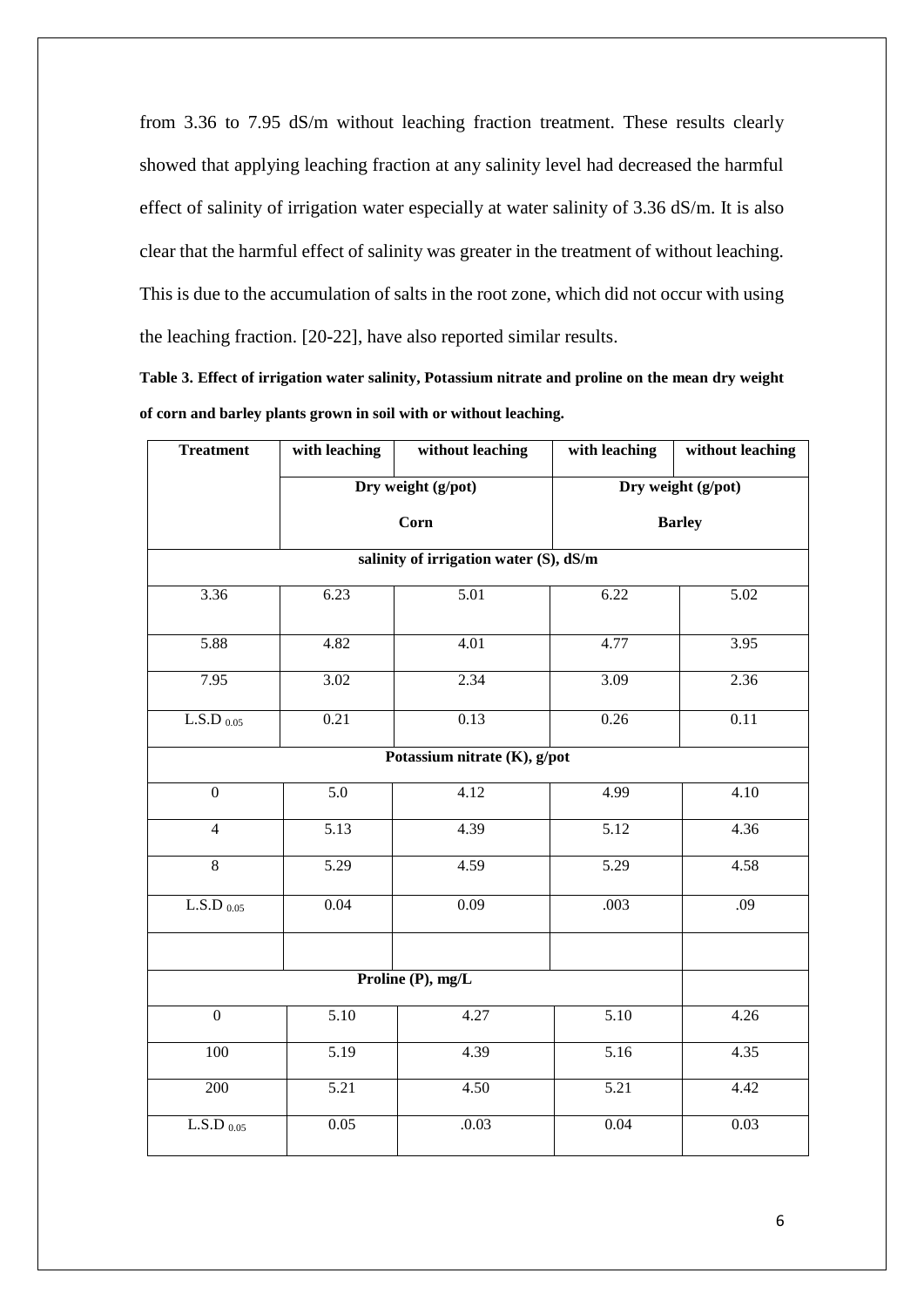from 3.36 to 7.95 dS/m without leaching fraction treatment. These results clearly showed that applying leaching fraction at any salinity level had decreased the harmful effect of salinity of irrigation water especially at water salinity of 3.36 dS/m. It is also clear that the harmful effect of salinity was greater in the treatment of without leaching. This is due to the accumulation of salts in the root zone, which did not occur with using the leaching fraction. [20-22], have also reported similar results.

**Table 3. Effect of irrigation water salinity, Potassium nitrate and proline on the mean dry weight of corn and barley plants grown in soil with or without leaching.**

| Treatment | with leaching | without leaching | with leaching | without leaching |
|---|---|---|---|---|
| | Dry weight (g/pot) Corn | | Dry weight (g/pot) Barley | |
| **salinity of irrigation water (S), dS/m** | | | | |
| 3.36 | 6.23 | 5.01 | 6.22 | 5.02 |
| 5.88 | 4.82 | 4.01 | 4.77 | 3.95 |
| 7.95 | 3.02 | 2.34 | 3.09 | 2.36 |
| L.S.D $_{0.05}$ | 0.21 | 0.13 | 0.26 | 0.11 |
| **Potassium nitrate (K), g/pot** | | | | |
| 0 | 5.0 | 4.12 | 4.99 | 4.10 |
| 4 | 5.13 | 4.39 | 5.12 | 4.36 |
| 8 | 5.29 | 4.59 | 5.29 | 4.58 |
| L.S.D $_{0.05}$ | 0.04 | 0.09 | .003 | .09 |
| | | | | |
| **Proline (P), mg/L** | | | | |
| 0 | 5.10 | 4.27 | 5.10 | 4.26 |
| 100 | 5.19 | 4.39 | 5.16 | 4.35 |
| 200 | 5.21 | 4.50 | 5.21 | 4.42 |
| L.S.D $_{0.05}$ | 0.05 | .0.03 | 0.04 | 0.03 |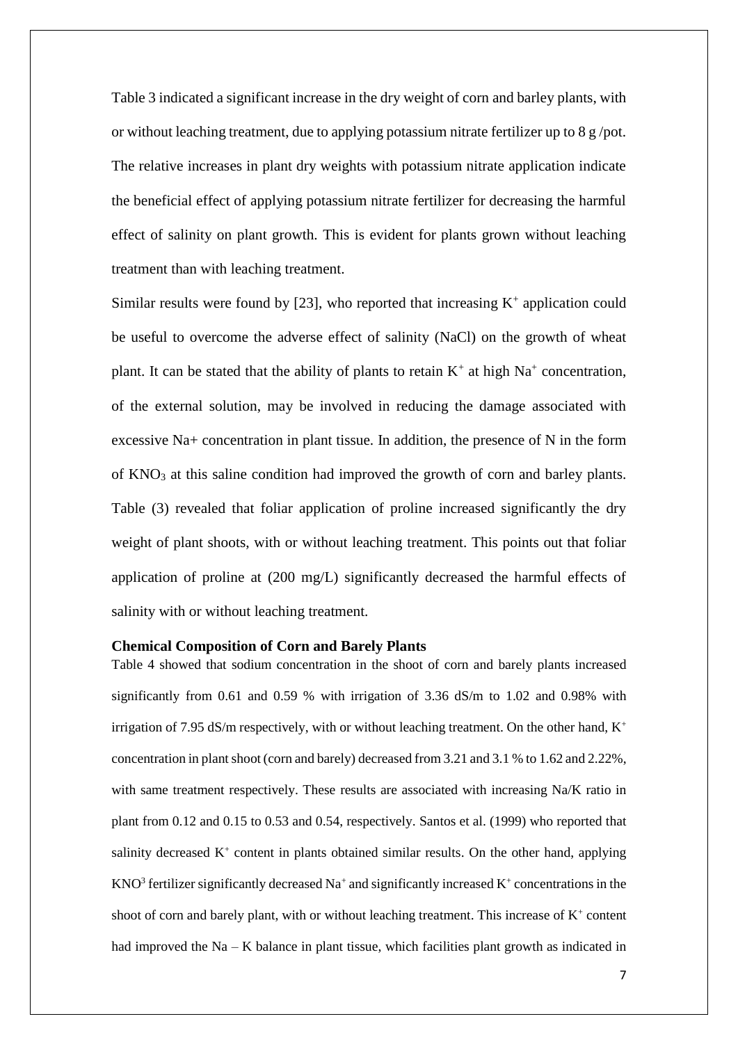Table 3 indicated a significant increase in the dry weight of corn and barley plants, with or without leaching treatment, due to applying potassium nitrate fertilizer up to 8 g /pot. The relative increases in plant dry weights with potassium nitrate application indicate the beneficial effect of applying potassium nitrate fertilizer for decreasing the harmful effect of salinity on plant growth. This is evident for plants grown without leaching treatment than with leaching treatment.

Similar results were found by [23], who reported that increasing $K^+$ application could be useful to overcome the adverse effect of salinity (NaCl) on the growth of wheat plant. It can be stated that the ability of plants to retain $K^+$ at high $Na^+$ concentration, of the external solution, may be involved in reducing the damage associated with excessive Na+ concentration in plant tissue. In addition, the presence of N in the form of $KNO_3$ at this saline condition had improved the growth of corn and barley plants. Table (3) revealed that foliar application of proline increased significantly the dry weight of plant shoots, with or without leaching treatment. This points out that foliar application of proline at (200 mg/L) significantly decreased the harmful effects of salinity with or without leaching treatment.

**Chemical Composition of Corn and Barely Plants**

Table 4 showed that sodium concentration in the shoot of corn and barely plants increased significantly from 0.61 and 0.59 % with irrigation of 3.36 dS/m to 1.02 and 0.98% with irrigation of 7.95 dS/m respectively, with or without leaching treatment. On the other hand, $K^+$ concentration in plant shoot (corn and barely) decreased from 3.21 and 3.1 % to 1.62 and 2.22%, with same treatment respectively. These results are associated with increasing Na/K ratio in plant from 0.12 and 0.15 to 0.53 and 0.54, respectively. Santos et al. (1999) who reported that salinity decreased $K^+$ content in plants obtained similar results. On the other hand, applying $KNO^3$ fertilizer significantly decreased $Na^+$ and significantly increased $K^+$ concentrations in the shoot of corn and barely plant, with or without leaching treatment. This increase of $K^+$ content had improved the Na – K balance in plant tissue, which facilities plant growth as indicated in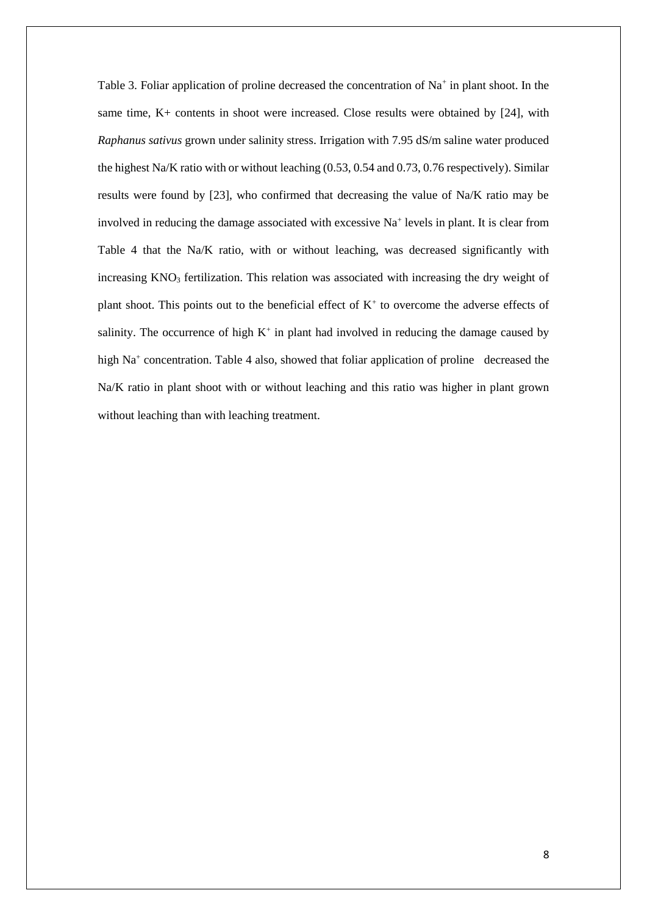Table 3. Foliar application of proline decreased the concentration of $Na^+$ in plant shoot. In the same time, K+ contents in shoot were increased. Close results were obtained by [24], with *Raphanus sativus* grown under salinity stress. Irrigation with 7.95 dS/m saline water produced the highest Na/K ratio with or without leaching (0.53, 0.54 and 0.73, 0.76 respectively). Similar results were found by [23], who confirmed that decreasing the value of Na/K ratio may be involved in reducing the damage associated with excessive $Na^+$ levels in plant. It is clear from Table 4 that the Na/K ratio, with or without leaching, was decreased significantly with increasing $KNO_3$ fertilization. This relation was associated with increasing the dry weight of plant shoot. This points out to the beneficial effect of $K^+$ to overcome the adverse effects of salinity. The occurrence of high $K^+$ in plant had involved in reducing the damage caused by high $Na^+$ concentration. Table 4 also, showed that foliar application of proline decreased the Na/K ratio in plant shoot with or without leaching and this ratio was higher in plant grown without leaching than with leaching treatment.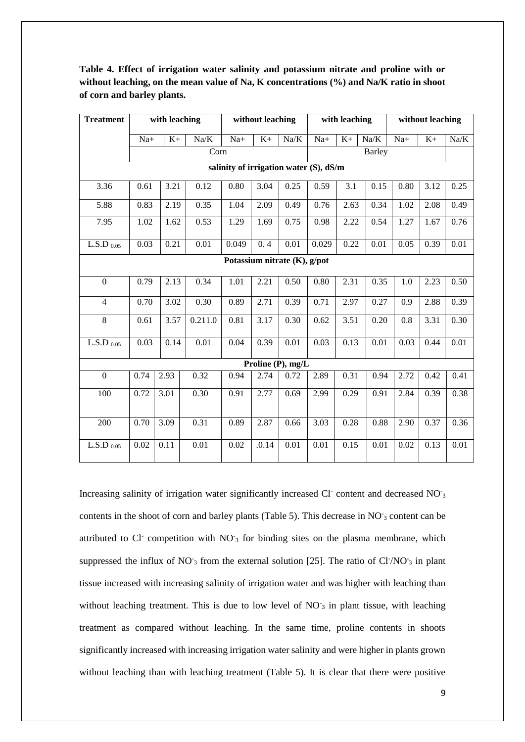**Table 4. Effect of irrigation water salinity and potassium nitrate and proline with or without leaching, on the mean value of Na, K concentrations (%) and Na/K ratio in shoot of corn and barley plants.**

| Treatment | with leaching | | | without leaching | | | with leaching | | | without leaching | | |
|---|---|---|---|---|---|---|---|---|---|---|---|---|
| | Na+ | K+ | Na/K | Na+ | K+ | Na/K | Na+ | K+ | Na/K | Na+ | K+ | Na/K |
| | Corn | | | | | | Barley | | | | | |
| **salinity of irrigation water (S), dS/m** | | | | | | | | | | | | |
| 3.36 | 0.61 | 3.21 | 0.12 | 0.80 | 3.04 | 0.25 | 0.59 | 3.1 | 0.15 | 0.80 | 3.12 | 0.25 |
| 5.88 | 0.83 | 2.19 | 0.35 | 1.04 | 2.09 | 0.49 | 0.76 | 2.63 | 0.34 | 1.02 | 2.08 | 0.49 |
| 7.95 | 1.02 | 1.62 | 0.53 | 1.29 | 1.69 | 0.75 | 0.98 | 2.22 | 0.54 | 1.27 | 1.67 | 0.76 |
| L.S.D $_{0.05}$ | 0.03 | 0.21 | 0.01 | 0.049 | 0. 4 | 0.01 | 0.029 | 0.22 | 0.01 | 0.05 | 0.39 | 0.01 |
| **Potassium nitrate (K), g/pot** | | | | | | | | | | | | |
| 0 | 0.79 | 2.13 | 0.34 | 1.01 | 2.21 | 0.50 | 0.80 | 2.31 | 0.35 | 1.0 | 2.23 | 0.50 |
| 4 | 0.70 | 3.02 | 0.30 | 0.89 | 2.71 | 0.39 | 0.71 | 2.97 | 0.27 | 0.9 | 2.88 | 0.39 |
| 8 | 0.61 | 3.57 | 0.211.0 | 0.81 | 3.17 | 0.30 | 0.62 | 3.51 | 0.20 | 0.8 | 3.31 | 0.30 |
| L.S.D $_{0.05}$ | 0.03 | 0.14 | 0.01 | 0.04 | 0.39 | 0.01 | 0.03 | 0.13 | 0.01 | 0.03 | 0.44 | 0.01 |
| **Proline (P), mg/L** | | | | | | | | | | | | |
| 0 | 0.74 | 2.93 | 0.32 | 0.94 | 2.74 | 0.72 | 2.89 | 0.31 | 0.94 | 2.72 | 0.42 | 0.41 |
| 100 | 0.72 | 3.01 | 0.30 | 0.91 | 2.77 | 0.69 | 2.99 | 0.29 | 0.91 | 2.84 | 0.39 | 0.38 |
| 200 | 0.70 | 3.09 | 0.31 | 0.89 | 2.87 | 0.66 | 3.03 | 0.28 | 0.88 | 2.90 | 0.37 | 0.36 |
| L.S.D $_{0.05}$ | 0.02 | 0.11 | 0.01 | 0.02 | .0.14 | 0.01 | 0.01 | 0.15 | 0.01 | 0.02 | 0.13 | 0.01 |

Increasing salinity of irrigation water significantly increased $Cl^-$ content and decreased $NO^-_3$ contents in the shoot of corn and barley plants (Table 5). This decrease in $NO^-_3$ content can be attributed to $Cl^-$ competition with $NO^-_3$ for binding sites on the plasma membrane, which suppressed the influx of $NO^-_3$ from the external solution [25]. The ratio of $Cl^-/NO^-_3$ in plant tissue increased with increasing salinity of irrigation water and was higher with leaching than without leaching treatment. This is due to low level of $NO^-_3$ in plant tissue, with leaching treatment as compared without leaching. In the same time, proline contents in shoots significantly increased with increasing irrigation water salinity and were higher in plants grown without leaching than with leaching treatment (Table 5). It is clear that there were positive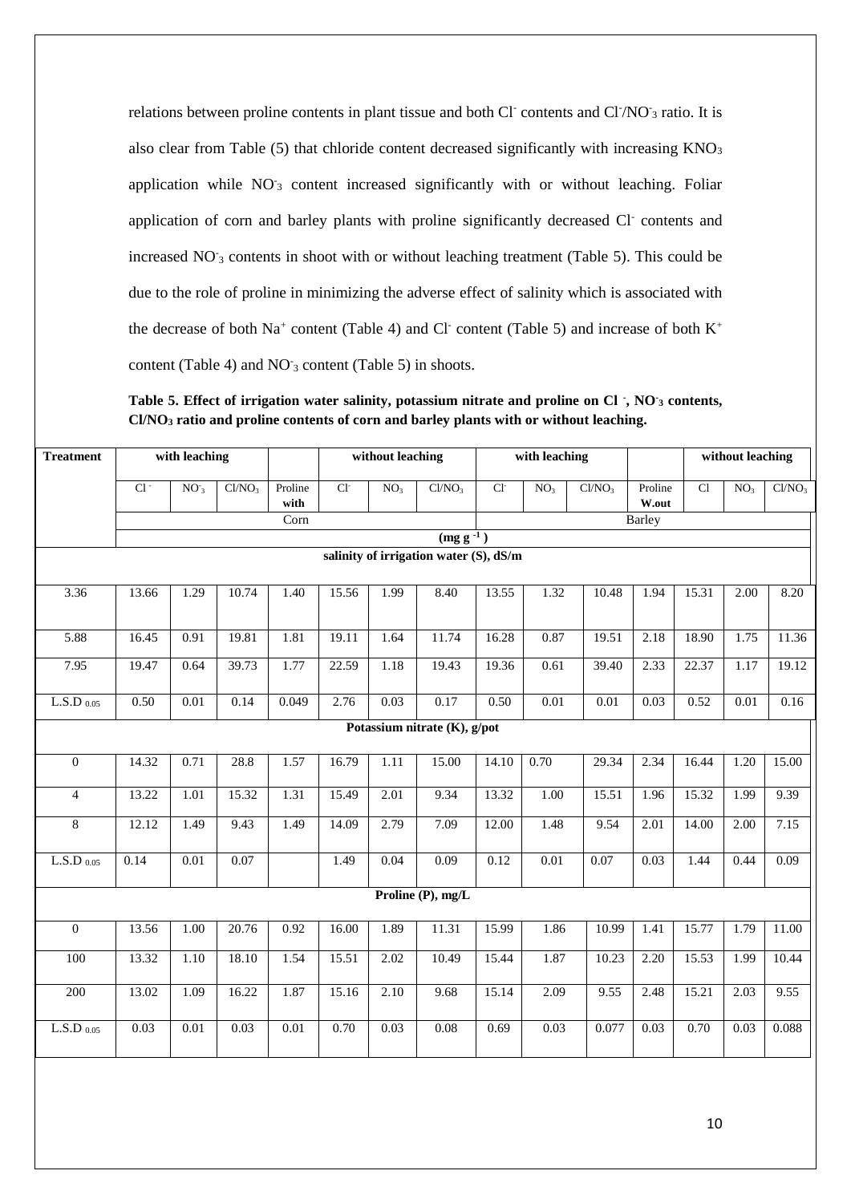relations between proline contents in plant tissue and both $Cl^-$ contents and $Cl^-/NO^-_3$ ratio. It is also clear from Table (5) that chloride content decreased significantly with increasing $KNO_3$ application while $NO^-_3$ content increased significantly with or without leaching. Foliar application of corn and barley plants with proline significantly decreased $Cl^-$ contents and increased $NO^-_3$ contents in shoot with or without leaching treatment (Table 5). This could be due to the role of proline in minimizing the adverse effect of salinity which is associated with the decrease of both $Na^+$ content (Table 4) and $Cl^-$ content (Table 5) and increase of both $K^+$ content (Table 4) and $NO^-_3$ content (Table 5) in shoots.

**Table 5. Effect of irrigation water salinity, potassium nitrate and proline on $Cl^-$, $NO^-_3$ contents, $Cl/NO_3$ ratio and proline contents of corn and barley plants with or without leaching.**

| Treatment | with leaching | | | | without leaching | | | with leaching | | | | without leaching | | |
|---|---|---|---|---|---|---|---|---|---|---|---|---|---|---|
| | $Cl^-$ | $NO^-_3$ | $Cl/NO_3$ | Proline with | $Cl^-$ | $NO_3$ | $Cl/NO_3$ | $Cl^-$ | $NO_3$ | $Cl/NO_3$ | Proline W.out | Cl | $NO_3$ | $Cl/NO_3$ |
| | Corn | | | | | | | Barley | | | | | | |
| | $(mg\ g^{-1})$ | | | | | | | | | | | | | |
| **salinity of irrigation water (S), dS/m** | | | | | | | | | | | | | | |
| 3.36 | 13.66 | 1.29 | 10.74 | 1.40 | 15.56 | 1.99 | 8.40 | 13.55 | 1.32 | 10.48 | 1.94 | 15.31 | 2.00 | 8.20 |
| 5.88 | 16.45 | 0.91 | 19.81 | 1.81 | 19.11 | 1.64 | 11.74 | 16.28 | 0.87 | 19.51 | 2.18 | 18.90 | 1.75 | 11.36 |
| 7.95 | 19.47 | 0.64 | 39.73 | 1.77 | 22.59 | 1.18 | 19.43 | 19.36 | 0.61 | 39.40 | 2.33 | 22.37 | 1.17 | 19.12 |
| $L.S.D_{0.05}$ | 0.50 | 0.01 | 0.14 | 0.049 | 2.76 | 0.03 | 0.17 | 0.50 | 0.01 | 0.01 | 0.03 | 0.52 | 0.01 | 0.16 |
| **Potassium nitrate (K), g/pot** | | | | | | | | | | | | | | |
| 0 | 14.32 | 0.71 | 28.8 | 1.57 | 16.79 | 1.11 | 15.00 | 14.10 | 0.70 | 29.34 | 2.34 | 16.44 | 1.20 | 15.00 |
| 4 | 13.22 | 1.01 | 15.32 | 1.31 | 15.49 | 2.01 | 9.34 | 13.32 | 1.00 | 15.51 | 1.96 | 15.32 | 1.99 | 9.39 |
| 8 | 12.12 | 1.49 | 9.43 | 1.49 | 14.09 | 2.79 | 7.09 | 12.00 | 1.48 | 9.54 | 2.01 | 14.00 | 2.00 | 7.15 |
| $L.S.D_{0.05}$ | 0.14 | 0.01 | 0.07 | | 1.49 | 0.04 | 0.09 | 0.12 | 0.01 | 0.07 | 0.03 | 1.44 | 0.44 | 0.09 |
| **Proline (P), mg/L** | | | | | | | | | | | | | | |
| 0 | 13.56 | 1.00 | 20.76 | 0.92 | 16.00 | 1.89 | 11.31 | 15.99 | 1.86 | 10.99 | 1.41 | 15.77 | 1.79 | 11.00 |
| 100 | 13.32 | 1.10 | 18.10 | 1.54 | 15.51 | 2.02 | 10.49 | 15.44 | 1.87 | 10.23 | 2.20 | 15.53 | 1.99 | 10.44 |
| 200 | 13.02 | 1.09 | 16.22 | 1.87 | 15.16 | 2.10 | 9.68 | 15.14 | 2.09 | 9.55 | 2.48 | 15.21 | 2.03 | 9.55 |
| $L.S.D_{0.05}$ | 0.03 | 0.01 | 0.03 | 0.01 | 0.70 | 0.03 | 0.08 | 0.69 | 0.03 | 0.077 | 0.03 | 0.70 | 0.03 | 0.088 |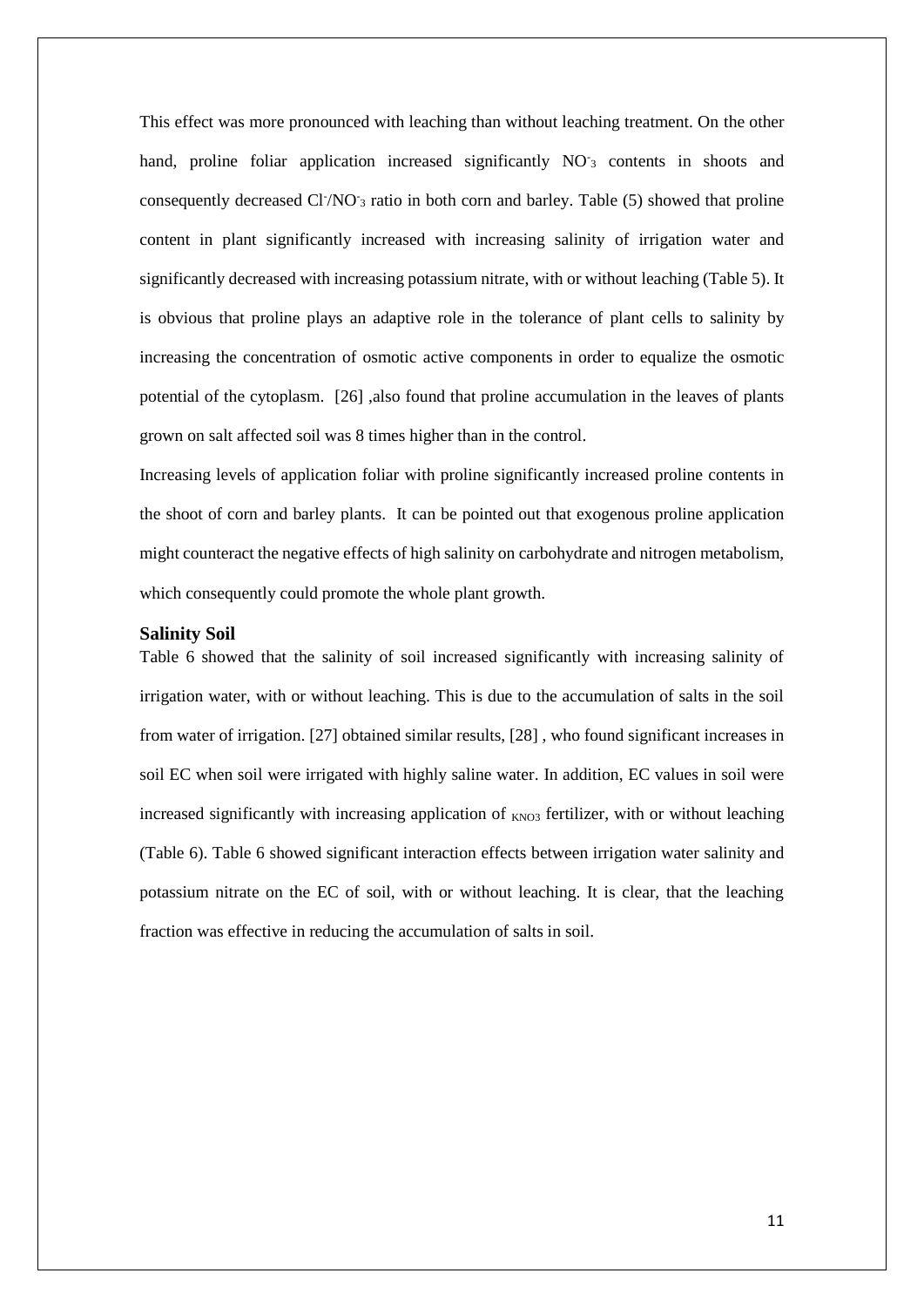This effect was more pronounced with leaching than without leaching treatment. On the other hand, proline foliar application increased significantly $NO^{-}_{3}$ contents in shoots and consequently decreased $Cl^{-}/NO^{-}_{3}$ ratio in both corn and barley. Table (5) showed that proline content in plant significantly increased with increasing salinity of irrigation water and significantly decreased with increasing potassium nitrate, with or without leaching (Table 5). It is obvious that proline plays an adaptive role in the tolerance of plant cells to salinity by increasing the concentration of osmotic active components in order to equalize the osmotic potential of the cytoplasm. [26] ,also found that proline accumulation in the leaves of plants grown on salt affected soil was 8 times higher than in the control.

Increasing levels of application foliar with proline significantly increased proline contents in the shoot of corn and barley plants. It can be pointed out that exogenous proline application might counteract the negative effects of high salinity on carbohydrate and nitrogen metabolism, which consequently could promote the whole plant growth.

### Salinity Soil

Table 6 showed that the salinity of soil increased significantly with increasing salinity of irrigation water, with or without leaching. This is due to the accumulation of salts in the soil from water of irrigation. [27] obtained similar results, [28] , who found significant increases in soil EC when soil were irrigated with highly saline water. In addition, EC values in soil were increased significantly with increasing application of $_{KNO3}$ fertilizer, with or without leaching (Table 6). Table 6 showed significant interaction effects between irrigation water salinity and potassium nitrate on the EC of soil, with or without leaching. It is clear, that the leaching fraction was effective in reducing the accumulation of salts in soil.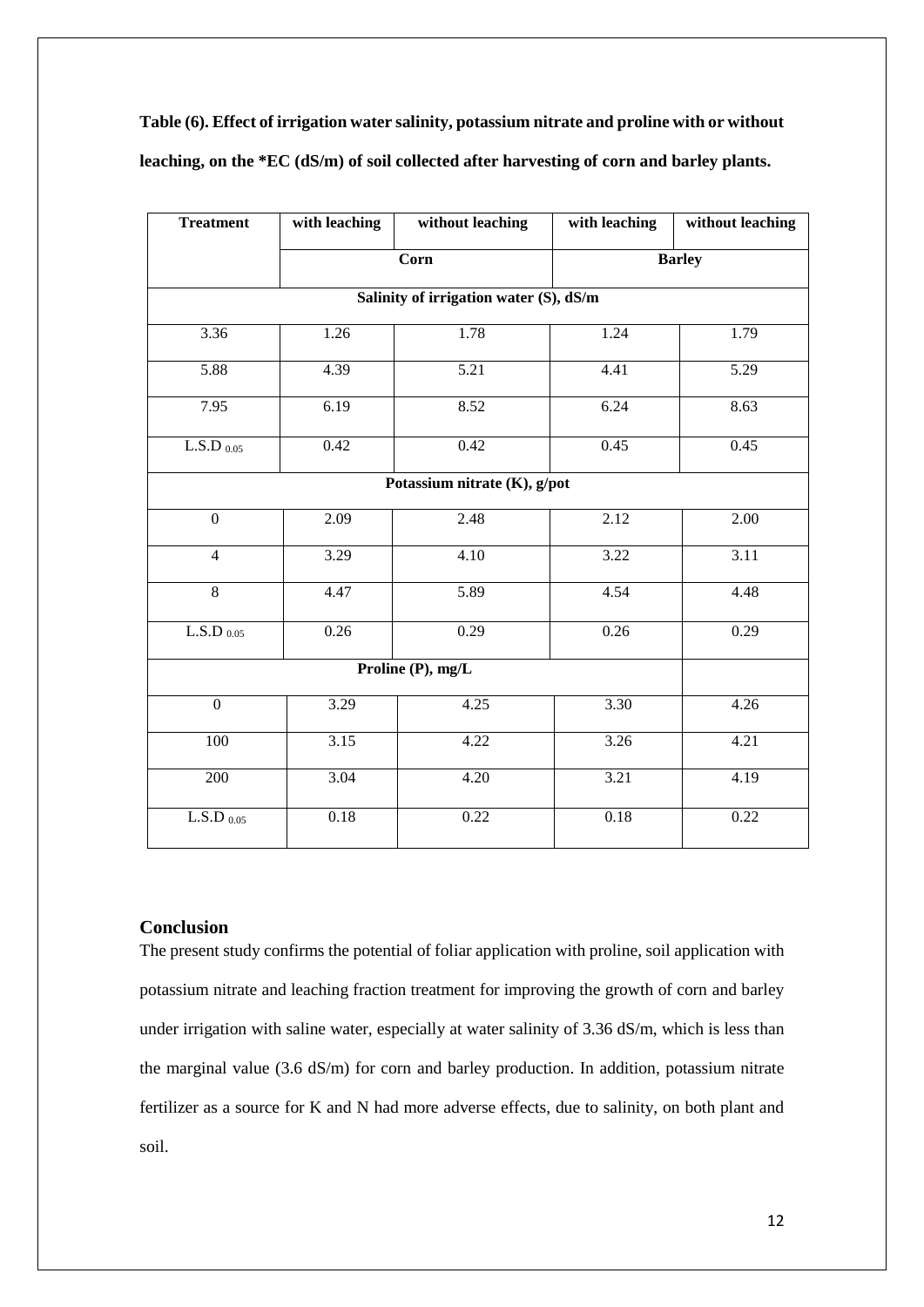**Table (6). Effect of irrigation water salinity, potassium nitrate and proline with or without leaching, on the *EC (dS/m) of soil collected after harvesting of corn and barley plants.**

| Treatment | with leaching | without leaching | with leaching | without leaching |
|---|---|---|---|---|
| | Corn | | Barley | |
| **Salinity of irrigation water (S), dS/m** | | | | |
| 3.36 | 1.26 | 1.78 | 1.24 | 1.79 |
| 5.88 | 4.39 | 5.21 | 4.41 | 5.29 |
| 7.95 | 6.19 | 8.52 | 6.24 | 8.63 |
| $L.S.D_{0.05}$ | 0.42 | 0.42 | 0.45 | 0.45 |
| **Potassium nitrate (K), g/pot** | | | | |
| 0 | 2.09 | 2.48 | 2.12 | 2.00 |
| 4 | 3.29 | 4.10 | 3.22 | 3.11 |
| 8 | 4.47 | 5.89 | 4.54 | 4.48 |
| $L.S.D_{0.05}$ | 0.26 | 0.29 | 0.26 | 0.29 |
| **Proline (P), mg/L** | | | | |
| 0 | 3.29 | 4.25 | 3.30 | 4.26 |
| 100 | 3.15 | 4.22 | 3.26 | 4.21 |
| 200 | 3.04 | 4.20 | 3.21 | 4.19 |
| $L.S.D_{0.05}$ | 0.18 | 0.22 | 0.18 | 0.22 |

## Conclusion

The present study confirms the potential of foliar application with proline, soil application with potassium nitrate and leaching fraction treatment for improving the growth of corn and barley under irrigation with saline water, especially at water salinity of 3.36 dS/m, which is less than the marginal value (3.6 dS/m) for corn and barley production. In addition, potassium nitrate fertilizer as a source for K and N had more adverse effects, due to salinity, on both plant and soil.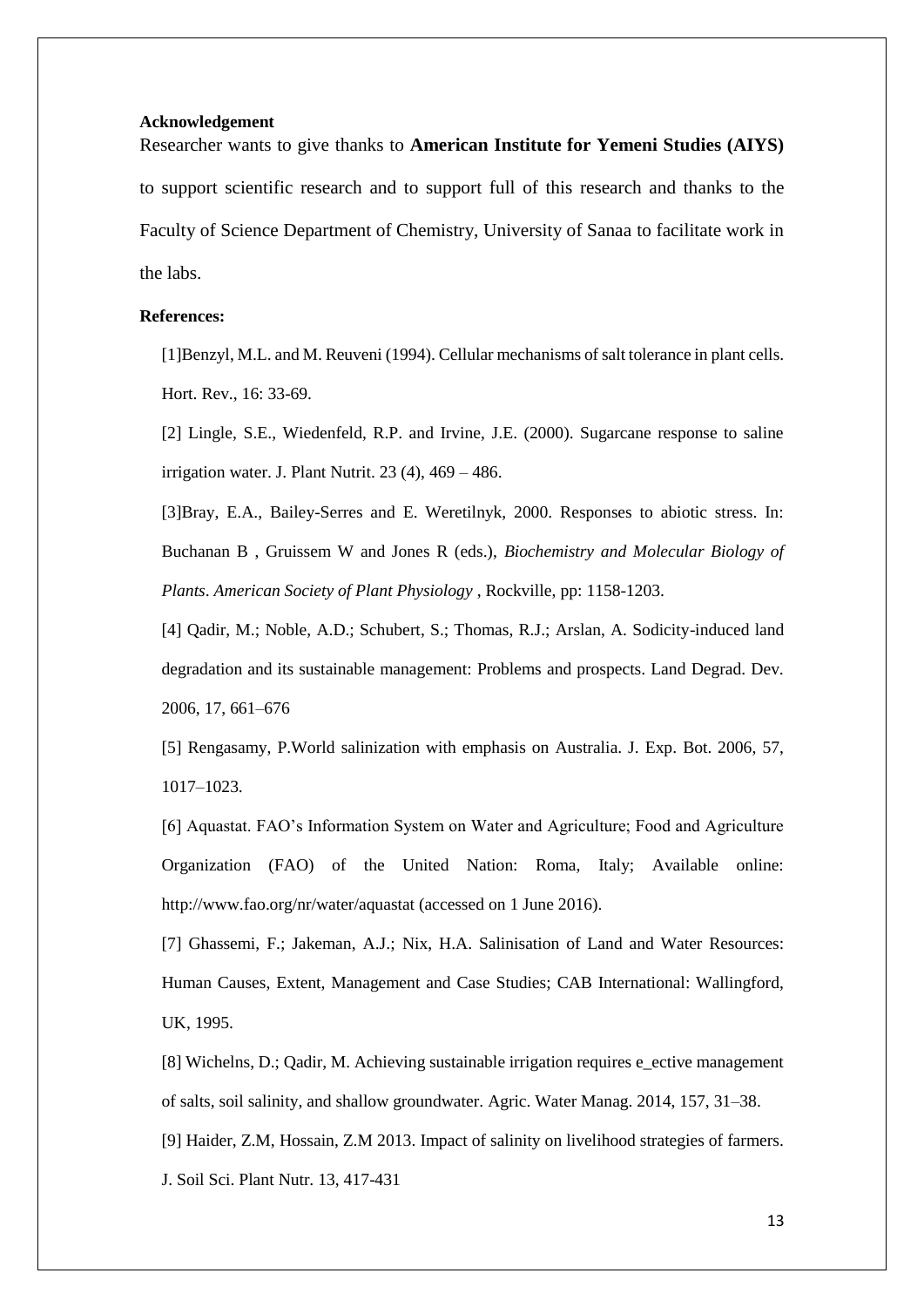**Acknowledgement**

Researcher wants to give thanks to **American Institute for Yemeni Studies (AIYS)** to support scientific research and to support full of this research and thanks to the Faculty of Science Department of Chemistry, University of Sanaa to facilitate work in the labs.

**References:**

[1]Benzyl, M.L. and M. Reuveni (1994). Cellular mechanisms of salt tolerance in plant cells. Hort. Rev., 16: 33-69.

[2] Lingle, S.E., Wiedenfeld, R.P. and Irvine, J.E. (2000). Sugarcane response to saline irrigation water. J. Plant Nutrit. 23 (4), 469 – 486.

[3]Bray, E.A., Bailey-Serres and E. Weretilnyk, 2000. Responses to abiotic stress. In: Buchanan B , Gruissem W and Jones R (eds.), *Biochemistry and Molecular Biology of Plants*. *American Society of Plant Physiology* , Rockville, pp: 1158-1203.

[4] Qadir, M.; Noble, A.D.; Schubert, S.; Thomas, R.J.; Arslan, A. Sodicity-induced land degradation and its sustainable management: Problems and prospects. Land Degrad. Dev. 2006, 17, 661–676

[5] Rengasamy, P.World salinization with emphasis on Australia. J. Exp. Bot. 2006, 57, 1017–1023.

[6] Aquastat. FAO's Information System on Water and Agriculture; Food and Agriculture Organization (FAO) of the United Nation: Roma, Italy; Available online: http://www.fao.org/nr/water/aquastat (accessed on 1 June 2016).

[7] Ghassemi, F.; Jakeman, A.J.; Nix, H.A. Salinisation of Land and Water Resources: Human Causes, Extent, Management and Case Studies; CAB International: Wallingford, UK, 1995.

[8] Wichelns, D.; Qadir, M. Achieving sustainable irrigation requires e_ective management of salts, soil salinity, and shallow groundwater. Agric. Water Manag. 2014, 157, 31–38.

[9] Haider, Z.M, Hossain, Z.M 2013. Impact of salinity on livelihood strategies of farmers. J. Soil Sci. Plant Nutr. 13, 417-431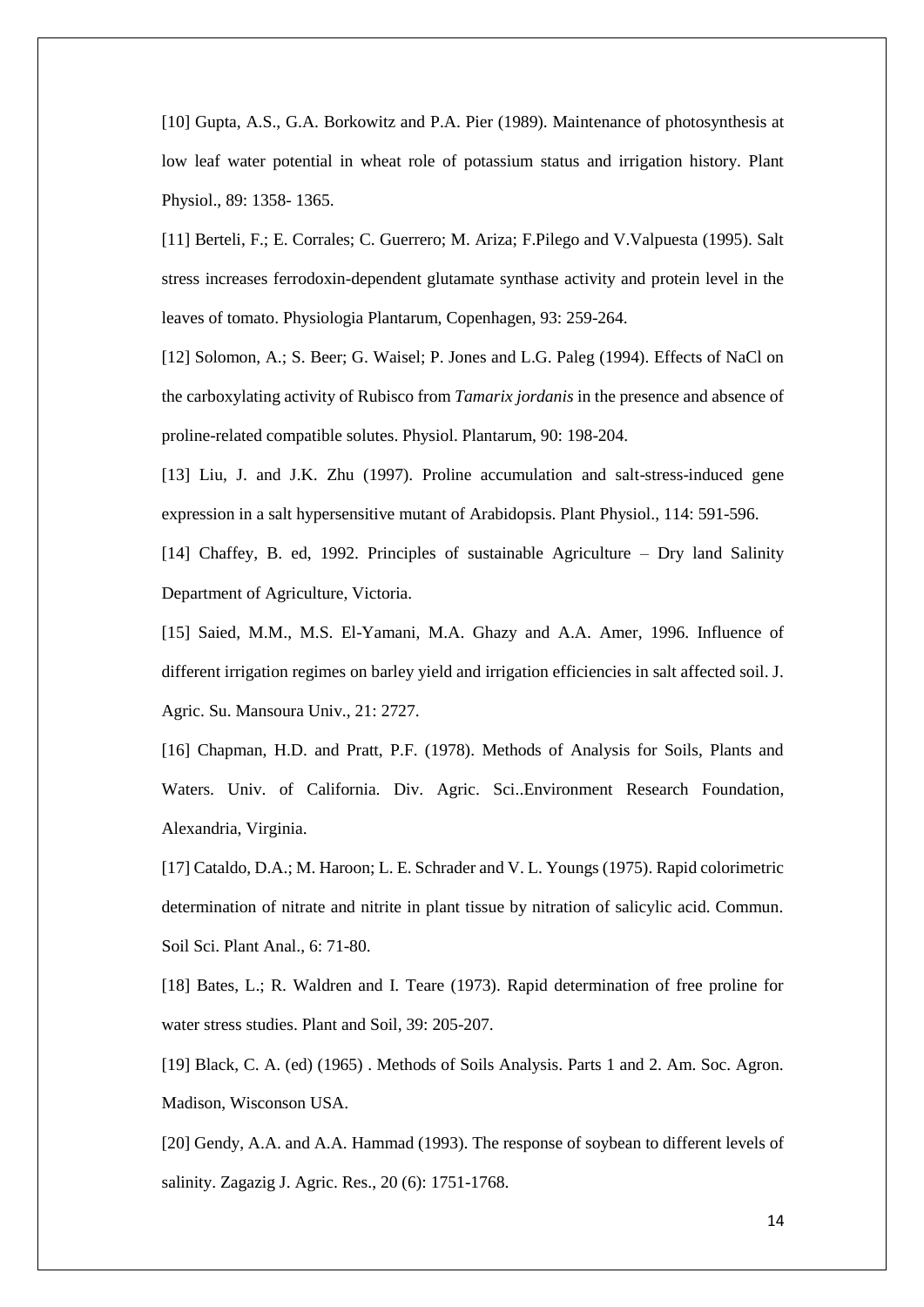[10] Gupta, A.S., G.A. Borkowitz and P.A. Pier (1989). Maintenance of photosynthesis at low leaf water potential in wheat role of potassium status and irrigation history. Plant Physiol., 89: 1358- 1365.

[11] Berteli, F.; E. Corrales; C. Guerrero; M. Ariza; F.Pilego and V.Valpuesta (1995). Salt stress increases ferrodoxin-dependent glutamate synthase activity and protein level in the leaves of tomato. Physiologia Plantarum, Copenhagen, 93: 259-264.

[12] Solomon, A.; S. Beer; G. Waisel; P. Jones and L.G. Paleg (1994). Effects of NaCl on the carboxylating activity of Rubisco from *Tamarix jordanis* in the presence and absence of proline-related compatible solutes. Physiol. Plantarum, 90: 198-204.

[13] Liu, J. and J.K. Zhu (1997). Proline accumulation and salt-stress-induced gene expression in a salt hypersensitive mutant of Arabidopsis. Plant Physiol., 114: 591-596.

[14] Chaffey, B. ed, 1992. Principles of sustainable Agriculture – Dry land Salinity Department of Agriculture, Victoria.

[15] Saied, M.M., M.S. El-Yamani, M.A. Ghazy and A.A. Amer, 1996. Influence of different irrigation regimes on barley yield and irrigation efficiencies in salt affected soil. J. Agric. Su. Mansoura Univ., 21: 2727.

[16] Chapman, H.D. and Pratt, P.F. (1978). Methods of Analysis for Soils, Plants and Waters. Univ. of California. Div. Agric. Sci..Environment Research Foundation, Alexandria, Virginia.

[17] Cataldo, D.A.; M. Haroon; L. E. Schrader and V. L. Youngs (1975). Rapid colorimetric determination of nitrate and nitrite in plant tissue by nitration of salicylic acid. Commun. Soil Sci. Plant Anal., 6: 71-80.

[18] Bates, L.; R. Waldren and I. Teare (1973). Rapid determination of free proline for water stress studies. Plant and Soil, 39: 205-207.

[19] Black, C. A. (ed) (1965) . Methods of Soils Analysis. Parts 1 and 2. Am. Soc. Agron. Madison, Wisconson USA.

[20] Gendy, A.A. and A.A. Hammad (1993). The response of soybean to different levels of salinity. Zagazig J. Agric. Res., 20 (6): 1751-1768.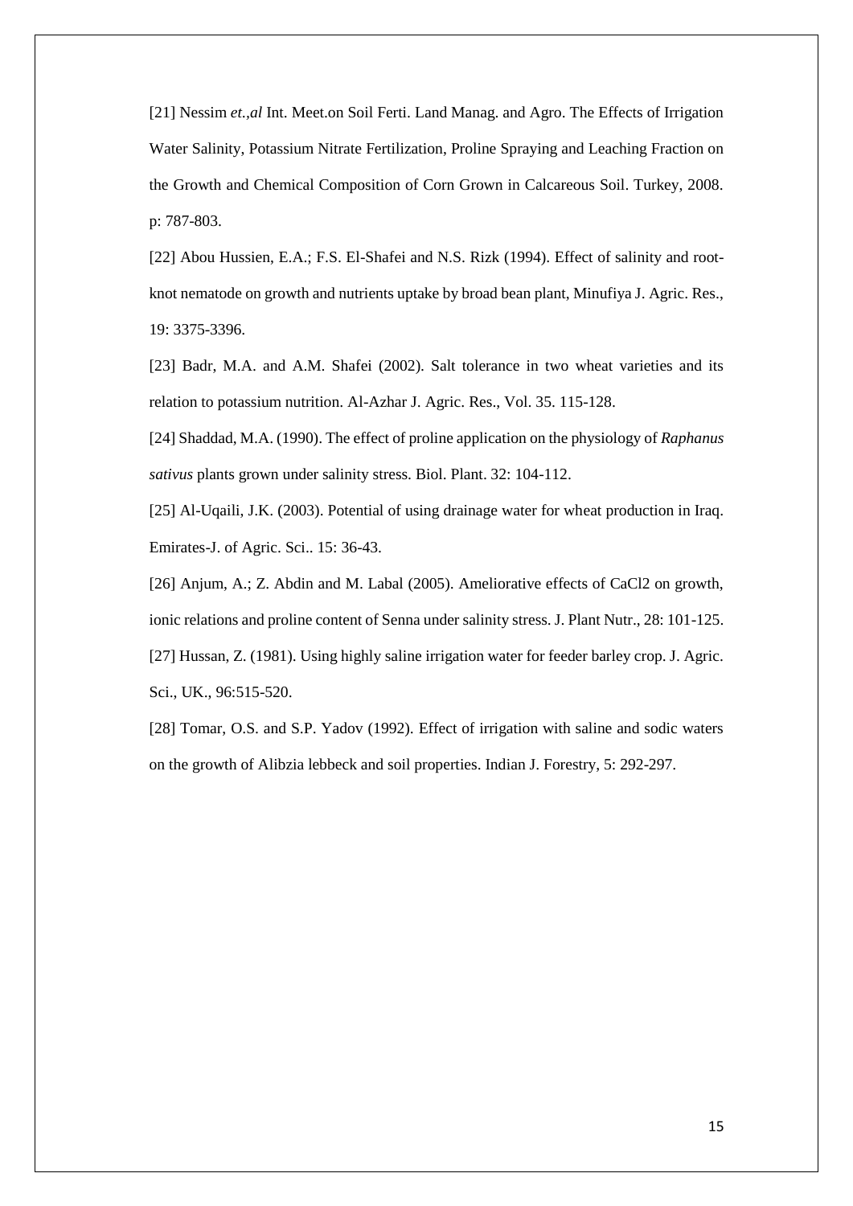[21] Nessim *et.,al* Int. Meet.on Soil Ferti. Land Manag. and Agro. The Effects of Irrigation Water Salinity, Potassium Nitrate Fertilization, Proline Spraying and Leaching Fraction on the Growth and Chemical Composition of Corn Grown in Calcareous Soil. Turkey, 2008. p: 787-803.

[22] Abou Hussien, E.A.; F.S. El-Shafei and N.S. Rizk (1994). Effect of salinity and root-knot nematode on growth and nutrients uptake by broad bean plant, Minufiya J. Agric. Res., 19: 3375-3396.

[23] Badr, M.A. and A.M. Shafei (2002). Salt tolerance in two wheat varieties and its relation to potassium nutrition. Al-Azhar J. Agric. Res., Vol. 35. 115-128.

[24] Shaddad, M.A. (1990). The effect of proline application on the physiology of *Raphanus sativus* plants grown under salinity stress. Biol. Plant. 32: 104-112.

[25] Al-Uqaili, J.K. (2003). Potential of using drainage water for wheat production in Iraq. Emirates-J. of Agric. Sci.. 15: 36-43.

[26] Anjum, A.; Z. Abdin and M. Labal (2005). Ameliorative effects of $CaCl_2$ on growth, ionic relations and proline content of Senna under salinity stress. J. Plant Nutr., 28: 101-125.

[27] Hussan, Z. (1981). Using highly saline irrigation water for feeder barley crop. J. Agric. Sci., UK., 96:515-520.

[28] Tomar, O.S. and S.P. Yadov (1992). Effect of irrigation with saline and sodic waters on the growth of Alibzia lebbeck and soil properties. Indian J. Forestry, 5: 292-297.